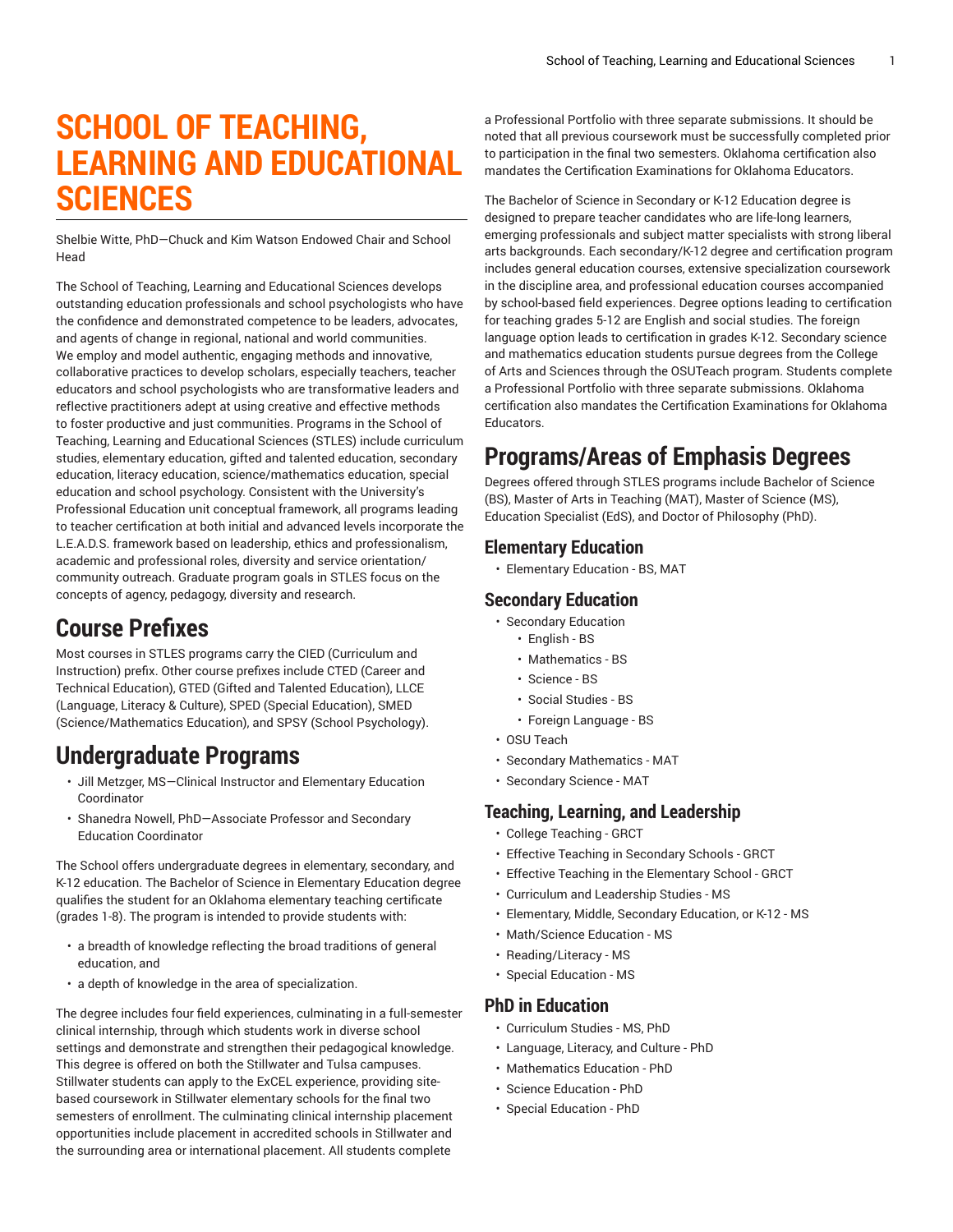# SCHOOL OF TEACHING, LEARNING AND EDUCATIONAL SCIENCES

Shelbie Witte, PhD—Chuck and Kim Watson Endowed Chair and School Head

The School of Teaching, Learning and Educational Sciences develops outstanding education professionals and school psychologists who have the confidence and demonstrated competence to be leaders, advocates, and agents of change in regional, national and world communities. We employ and model authentic, engaging methods and innovative, collaborative practices to develop scholars, especially teachers, teacher educators and school psychologists who are transformative leaders and reflective practitioners adept at using creative and effective methods to foster productive and just communities. Programs in the School of Teaching, Learning and Educational Sciences (STLES) include curriculum studies, elementary education, gifted and talented education, secondary education, literacy education, science/mathematics education, special education and school psychology. Consistent with the University's Professional Education unit conceptual framework, all programs leading to teacher certification at both initial and advanced levels incorporate the L.E.A.D.S. framework based on leadership, ethics and professionalism, academic and professional roles, diversity and service orientation/ community outreach. Graduate program goals in STLES focus on the concepts of agency, pedagogy, diversity and research.

## Course Prefixes

Most courses in STLES programs carry the CIED (Curriculum and Instruction) prefix. Other course prefixes include CTED (Career and Technical Education), GTED (Gifted and Talented Education), LLCE (Language, Literacy & Culture), SPED (Special Education), SMED (Science/Mathematics Education), and SPSY (School Psychology).

## Undergraduate Programs

- Jill Metzger, MS—Clinical Instructor and Elementary Education Coordinator
- Shanedra Nowell, PhD—Associate Professor and Secondary Education Coordinator

The School offers undergraduate degrees in elementary, secondary, and K-12 education. The Bachelor of Science in Elementary Education degree qualifies the student for an Oklahoma elementary teaching certificate (grades 1-8). The program is intended to provide students with:

- a breadth of knowledge reflecting the broad traditions of general education, and
- a depth of knowledge in the area of specialization.

The degree includes four field experiences, culminating in a full-semester clinical internship, through which students work in diverse school settings and demonstrate and strengthen their pedagogical knowledge. This degree is offered on both the Stillwater and Tulsa campuses. Stillwater students can apply to the ExCEL experience, providing site-based coursework in Stillwater elementary schools for the final two semesters of enrollment. The culminating clinical internship placement opportunities include placement in accredited schools in Stillwater and the surrounding area or international placement. All students complete a Professional Portfolio with three separate submissions. It should be noted that all previous coursework must be successfully completed prior to participation in the final two semesters. Oklahoma certification also mandates the Certification Examinations for Oklahoma Educators.

The Bachelor of Science in Secondary or K-12 Education degree is designed to prepare teacher candidates who are life-long learners, emerging professionals and subject matter specialists with strong liberal arts backgrounds. Each secondary/K-12 degree and certification program includes general education courses, extensive specialization coursework in the discipline area, and professional education courses accompanied by school-based field experiences. Degree options leading to certification for teaching grades 5-12 are English and social studies. The foreign language option leads to certification in grades K-12. Secondary science and mathematics education students pursue degrees from the College of Arts and Sciences through the OSUTeach program. Students complete a Professional Portfolio with three separate submissions. Oklahoma certification also mandates the Certification Examinations for Oklahoma Educators.

## Programs/Areas of Emphasis Degrees

Degrees offered through STLES programs include Bachelor of Science (BS), Master of Arts in Teaching (MAT), Master of Science (MS), Education Specialist (EdS), and Doctor of Philosophy (PhD).

### Elementary Education

- Elementary Education - BS, MAT

### Secondary Education

- Secondary Education
  - English - BS
  - Mathematics - BS
  - Science - BS
  - Social Studies - BS
  - Foreign Language - BS
- OSU Teach
- Secondary Mathematics - MAT
- Secondary Science - MAT

### Teaching, Learning, and Leadership

- College Teaching - GRCT
- Effective Teaching in Secondary Schools - GRCT
- Effective Teaching in the Elementary School - GRCT
- Curriculum and Leadership Studies - MS
- Elementary, Middle, Secondary Education, or K-12 - MS
- Math/Science Education - MS
- Reading/Literacy - MS
- Special Education - MS

### PhD in Education

- Curriculum Studies - MS, PhD
- Language, Literacy, and Culture - PhD
- Mathematics Education - PhD
- Science Education - PhD
- Special Education - PhD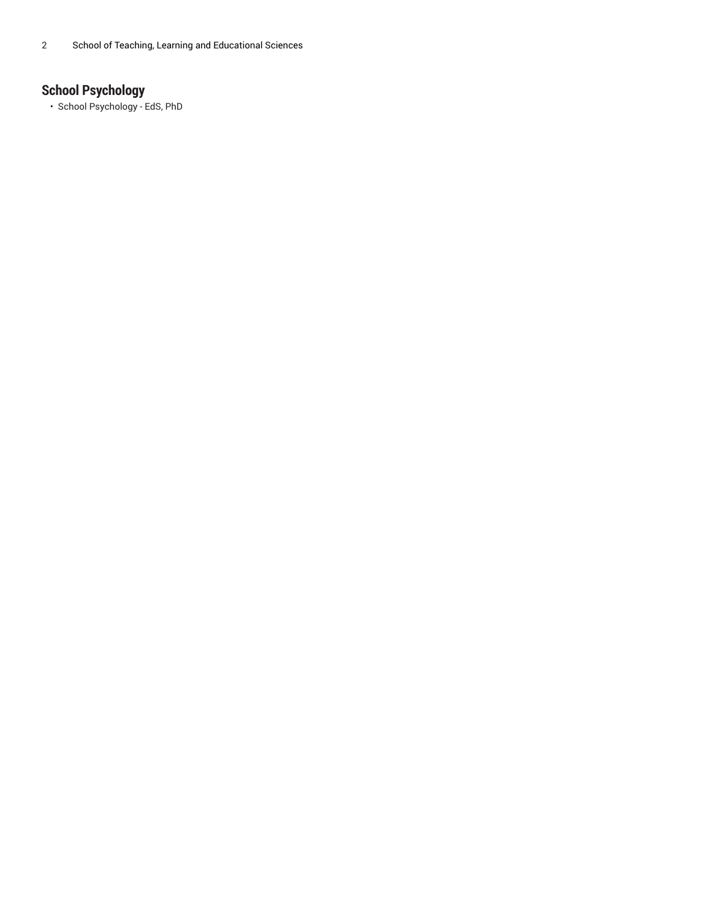## School Psychology

- School Psychology - EdS, PhD